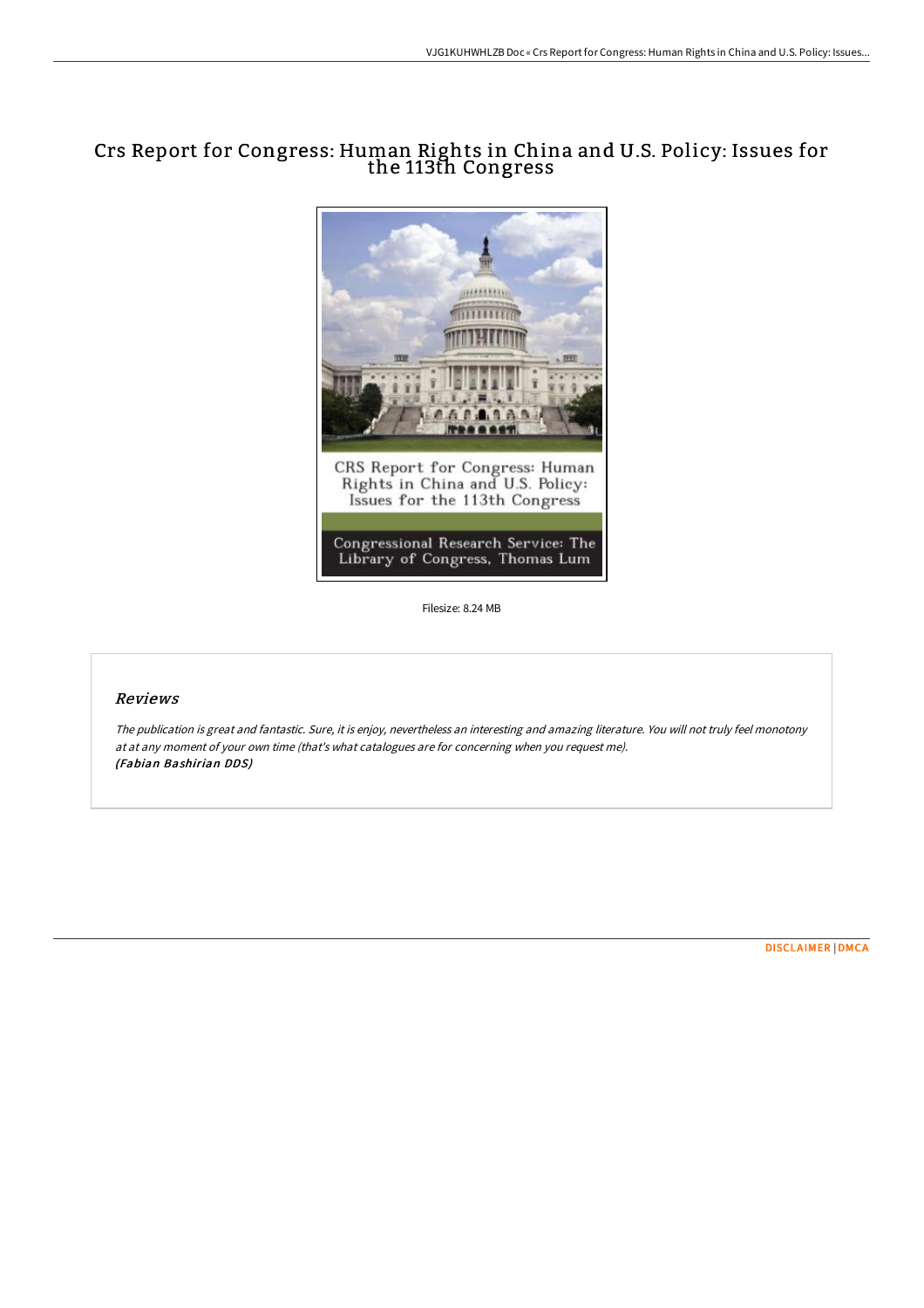# Crs Report for Congress: Human Rights in China and U.S. Policy: Issues for the 113th Congress

Filesize: 8.24 MB

## *Reviews*

*The publication is great and fantastic. Sure, it is enjoy, nevertheless an interesting and amazing literature. You will not truly feel monotony at at any moment of your own time (that's what catalogues are for concerning when you request me).*
***(Fabian Bashirian DDS)***

[DISCLAIMER](#) | [DMCA](#)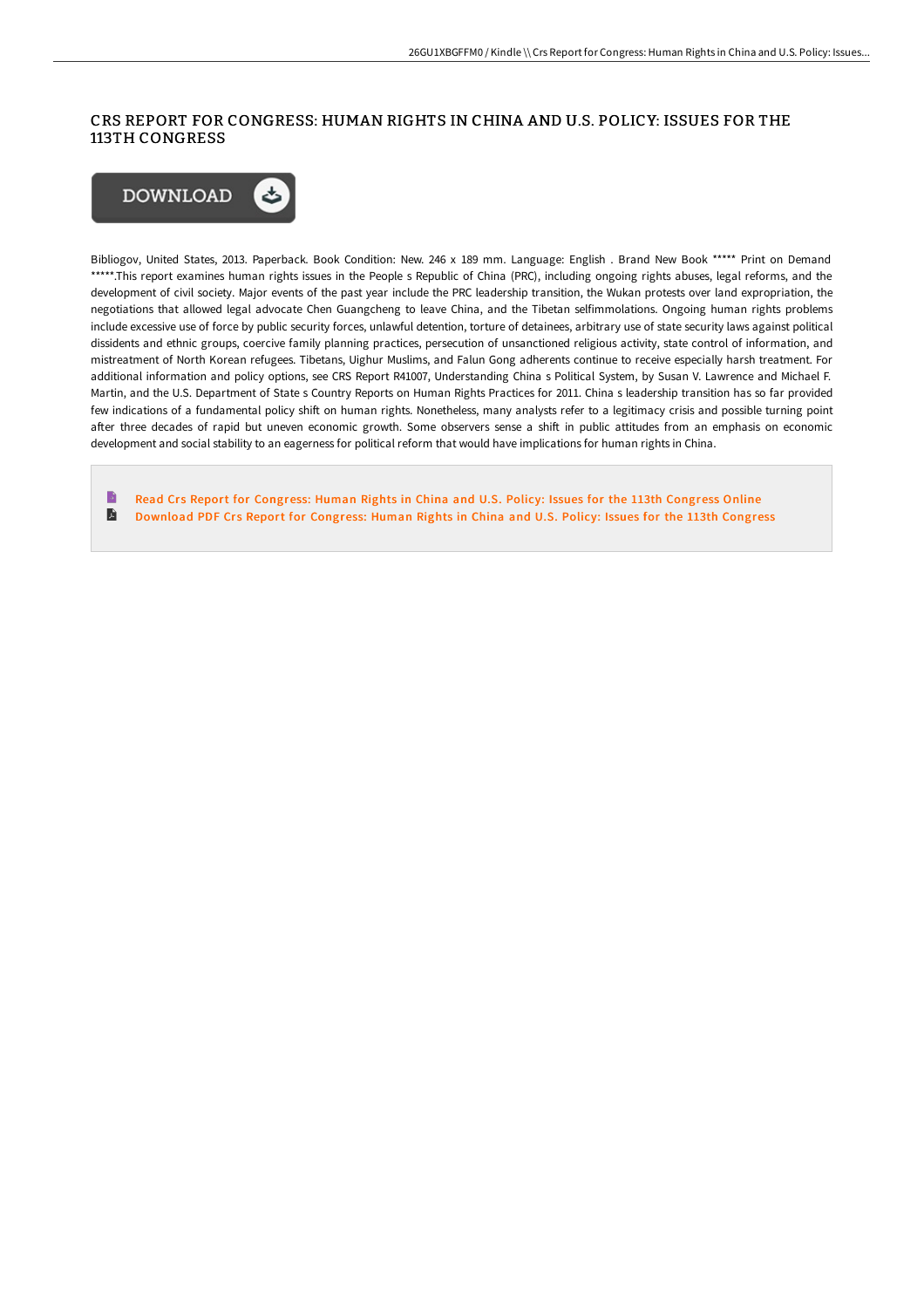# CRS REPORT FOR CONGRESS: HUMAN RIGHTS IN CHINA AND U.S. POLICY: ISSUES FOR THE 113TH CONGRESS

DOWNLOAD

Bibliogov, United States, 2013. Paperback. Book Condition: New. 246 x 189 mm. Language: English . Brand New Book ***** Print on Demand *****.This report examines human rights issues in the People s Republic of China (PRC), including ongoing rights abuses, legal reforms, and the development of civil society. Major events of the past year include the PRC leadership transition, the Wukan protests over land expropriation, the negotiations that allowed legal advocate Chen Guangcheng to leave China, and the Tibetan selfimmolations. Ongoing human rights problems include excessive use of force by public security forces, unlawful detention, torture of detainees, arbitrary use of state security laws against political dissidents and ethnic groups, coercive family planning practices, persecution of unsanctioned religious activity, state control of information, and mistreatment of North Korean refugees. Tibetans, Uighur Muslims, and Falun Gong adherents continue to receive especially harsh treatment. For additional information and policy options, see CRS Report R41007, Understanding China s Political System, by Susan V. Lawrence and Michael F. Martin, and the U.S. Department of State s Country Reports on Human Rights Practices for 2011. China s leadership transition has so far provided few indications of a fundamental policy shift on human rights. Nonetheless, many analysts refer to a legitimacy crisis and possible turning point after three decades of rapid but uneven economic growth. Some observers sense a shift in public attitudes from an emphasis on economic development and social stability to an eagerness for political reform that would have implications for human rights in China.

- Read Crs Report for Congress: Human Rights in China and U.S. Policy: Issues for the 113th Congress Online
- Download PDF Crs Report for Congress: Human Rights in China and U.S. Policy: Issues for the 113th Congress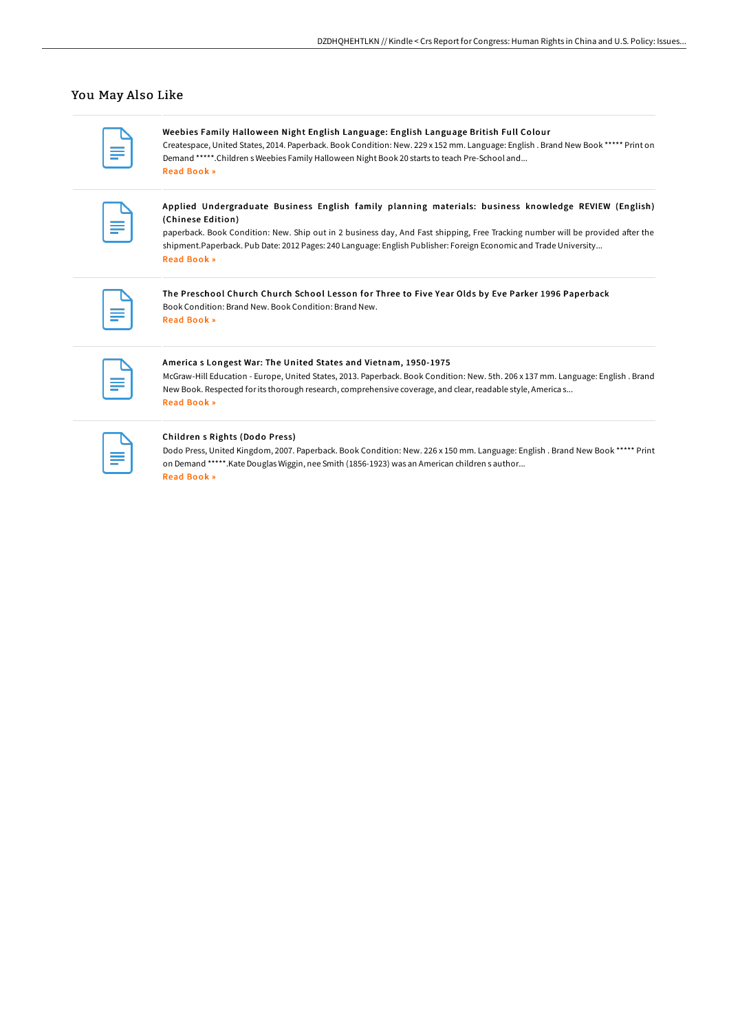## You May Also Like

### Weebies Family Halloween Night English Language: English Language British Full Colour

Createspace, United States, 2014. Paperback. Book Condition: New. 229 x 152 mm. Language: English . Brand New Book ***** Print on Demand *****.Children s Weebies Family Halloween Night Book 20 starts to teach Pre-School and...

Read Book »

### Applied Undergraduate Business English family planning materials: business knowledge REVIEW (English)(Chinese Edition)

paperback. Book Condition: New. Ship out in 2 business day, And Fast shipping, Free Tracking number will be provided after the shipment.Paperback. Pub Date: 2012 Pages: 240 Language: English Publisher: Foreign Economic and Trade University...

Read Book »

### The Preschool Church Church School Lesson for Three to Five Year Olds by Eve Parker 1996 Paperback

Book Condition: Brand New. Book Condition: Brand New.

Read Book »

### America s Longest War: The United States and Vietnam, 1950-1975

McGraw-Hill Education - Europe, United States, 2013. Paperback. Book Condition: New. 5th. 206 x 137 mm. Language: English . Brand New Book. Respected for its thorough research, comprehensive coverage, and clear, readable style, America s...

Read Book »

### Children s Rights (Dodo Press)

Dodo Press, United Kingdom, 2007. Paperback. Book Condition: New. 226 x 150 mm. Language: English . Brand New Book ***** Print on Demand *****.Kate Douglas Wiggin, nee Smith (1856-1923) was an American children s author...

Read Book »